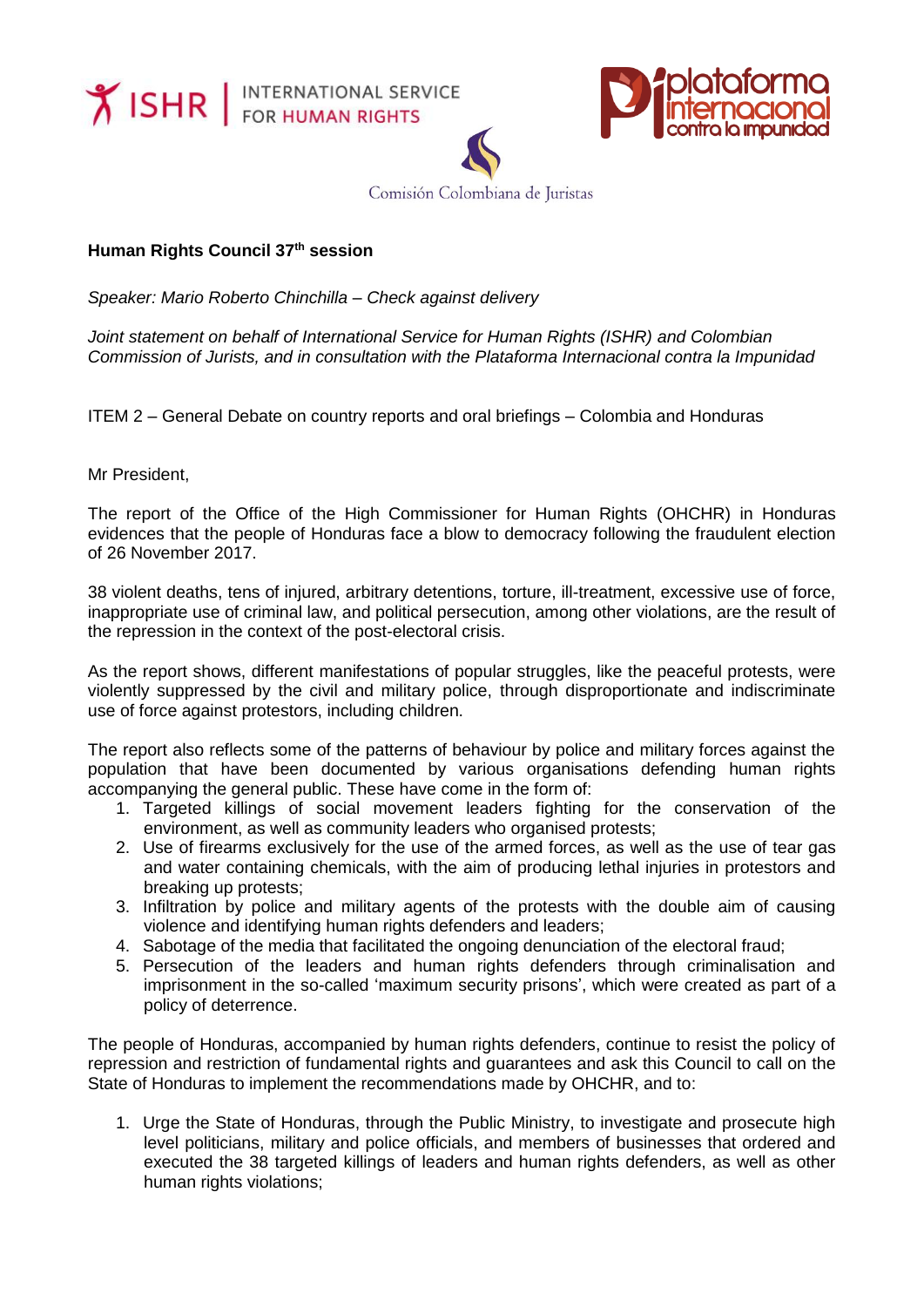**Human Rights Council 37th session**

*Speaker: Mario Roberto Chinchilla – Check against delivery*

*Joint statement on behalf of International Service for Human Rights (ISHR) and Colombian Commission of Jurists, and in consultation with the Plataforma Internacional contra la Impunidad*

ITEM 2 – General Debate on country reports and oral briefings – Colombia and Honduras

Mr President,

The report of the Office of the High Commissioner for Human Rights (OHCHR) in Honduras evidences that the people of Honduras face a blow to democracy following the fraudulent election of 26 November 2017.

38 violent deaths, tens of injured, arbitrary detentions, torture, ill-treatment, excessive use of force, inappropriate use of criminal law, and political persecution, among other violations, are the result of the repression in the context of the post-electoral crisis.

As the report shows, different manifestations of popular struggles, like the peaceful protests, were violently suppressed by the civil and military police, through disproportionate and indiscriminate use of force against protestors, including children.

The report also reflects some of the patterns of behaviour by police and military forces against the population that have been documented by various organisations defending human rights accompanying the general public. These have come in the form of:

1. Targeted killings of social movement leaders fighting for the conservation of the environment, as well as community leaders who organised protests;
2. Use of firearms exclusively for the use of the armed forces, as well as the use of tear gas and water containing chemicals, with the aim of producing lethal injuries in protestors and breaking up protests;
3. Infiltration by police and military agents of the protests with the double aim of causing violence and identifying human rights defenders and leaders;
4. Sabotage of the media that facilitated the ongoing denunciation of the electoral fraud;
5. Persecution of the leaders and human rights defenders through criminalisation and imprisonment in the so-called 'maximum security prisons', which were created as part of a policy of deterrence.

The people of Honduras, accompanied by human rights defenders, continue to resist the policy of repression and restriction of fundamental rights and guarantees and ask this Council to call on the State of Honduras to implement the recommendations made by OHCHR, and to:

1. Urge the State of Honduras, through the Public Ministry, to investigate and prosecute high level politicians, military and police officials, and members of businesses that ordered and executed the 38 targeted killings of leaders and human rights defenders, as well as other human rights violations;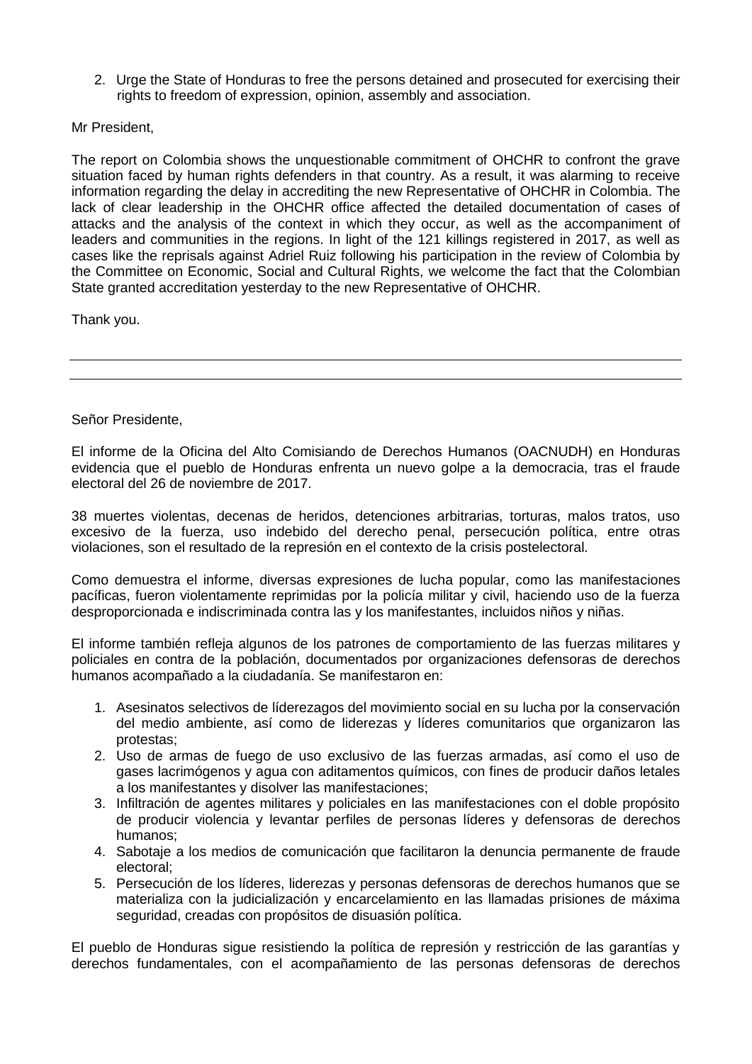2. Urge the State of Honduras to free the persons detained and prosecuted for exercising their rights to freedom of expression, opinion, assembly and association.

Mr President,

The report on Colombia shows the unquestionable commitment of OHCHR to confront the grave situation faced by human rights defenders in that country. As a result, it was alarming to receive information regarding the delay in accrediting the new Representative of OHCHR in Colombia. The lack of clear leadership in the OHCHR office affected the detailed documentation of cases of attacks and the analysis of the context in which they occur, as well as the accompaniment of leaders and communities in the regions. In light of the 121 killings registered in 2017, as well as cases like the reprisals against Adriel Ruiz following his participation in the review of Colombia by the Committee on Economic, Social and Cultural Rights, we welcome the fact that the Colombian State granted accreditation yesterday to the new Representative of OHCHR.

Thank you.

---

Señor Presidente,

El informe de la Oficina del Alto Comisiando de Derechos Humanos (OACNUDH) en Honduras evidencia que el pueblo de Honduras enfrenta un nuevo golpe a la democracia, tras el fraude electoral del 26 de noviembre de 2017.

38 muertes violentas, decenas de heridos, detenciones arbitrarias, torturas, malos tratos, uso excesivo de la fuerza, uso indebido del derecho penal, persecución política, entre otras violaciones, son el resultado de la represión en el contexto de la crisis postelectoral.

Como demuestra el informe, diversas expresiones de lucha popular, como las manifestaciones pacíficas, fueron violentamente reprimidas por la policía militar y civil, haciendo uso de la fuerza desproporcionada e indiscriminada contra las y los manifestantes, incluidos niños y niñas.

El informe también refleja algunos de los patrones de comportamiento de las fuerzas militares y policiales en contra de la población, documentados por organizaciones defensoras de derechos humanos acompañado a la ciudadanía. Se manifestaron en:

1. Asesinatos selectivos de líderezagos del movimiento social en su lucha por la conservación del medio ambiente, así como de liderezas y líderes comunitarios que organizaron las protestas;
2. Uso de armas de fuego de uso exclusivo de las fuerzas armadas, así como el uso de gases lacrimógenos y agua con aditamentos químicos, con fines de producir daños letales a los manifestantes y disolver las manifestaciones;
3. Infiltración de agentes militares y policiales en las manifestaciones con el doble propósito de producir violencia y levantar perfiles de personas líderes y defensoras de derechos humanos;
4. Sabotaje a los medios de comunicación que facilitaron la denuncia permanente de fraude electoral;
5. Persecución de los líderes, liderezas y personas defensoras de derechos humanos que se materializa con la judicialización y encarcelamiento en las llamadas prisiones de máxima seguridad, creadas con propósitos de disuasión política.

El pueblo de Honduras sigue resistiendo la política de represión y restricción de las garantías y derechos fundamentales, con el acompañamiento de las personas defensoras de derechos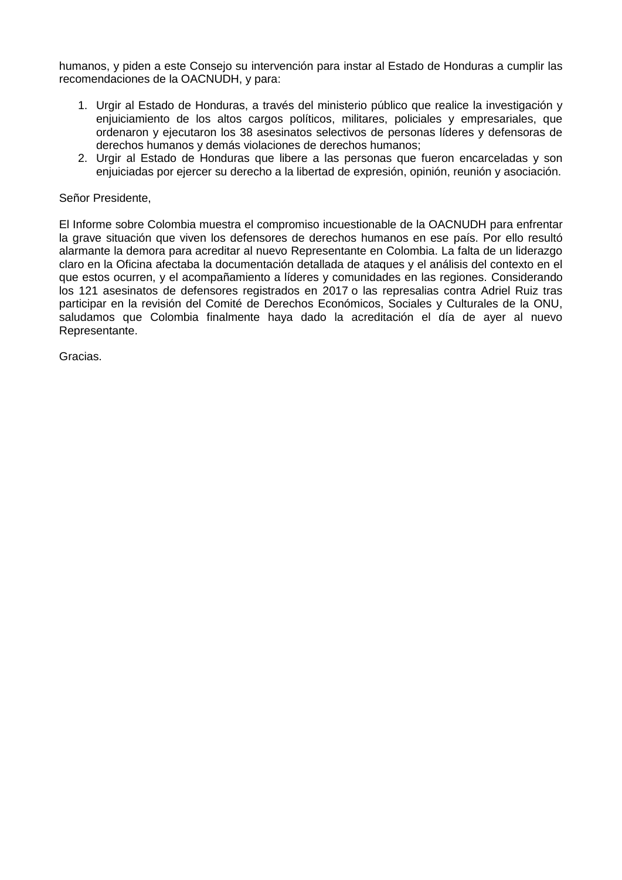humanos, y piden a este Consejo su intervención para instar al Estado de Honduras a cumplir las recomendaciones de la OACNUDH, y para:

1. Urgir al Estado de Honduras, a través del ministerio público que realice la investigación y enjuiciamiento de los altos cargos políticos, militares, policiales y empresariales, que ordenaron y ejecutaron los 38 asesinatos selectivos de personas líderes y defensoras de derechos humanos y demás violaciones de derechos humanos;
2. Urgir al Estado de Honduras que libere a las personas que fueron encarceladas y son enjuiciadas por ejercer su derecho a la libertad de expresión, opinión, reunión y asociación.

Señor Presidente,

El Informe sobre Colombia muestra el compromiso incuestionable de la OACNUDH para enfrentar la grave situación que viven los defensores de derechos humanos en ese país. Por ello resultó alarmante la demora para acreditar al nuevo Representante en Colombia. La falta de un liderazgo claro en la Oficina afectaba la documentación detallada de ataques y el análisis del contexto en el que estos ocurren, y el acompañamiento a líderes y comunidades en las regiones. Considerando los 121 asesinatos de defensores registrados en 2017 o las represalias contra Adriel Ruiz tras participar en la revisión del Comité de Derechos Económicos, Sociales y Culturales de la ONU, saludamos que Colombia finalmente haya dado la acreditación el día de ayer al nuevo Representante.

Gracias.